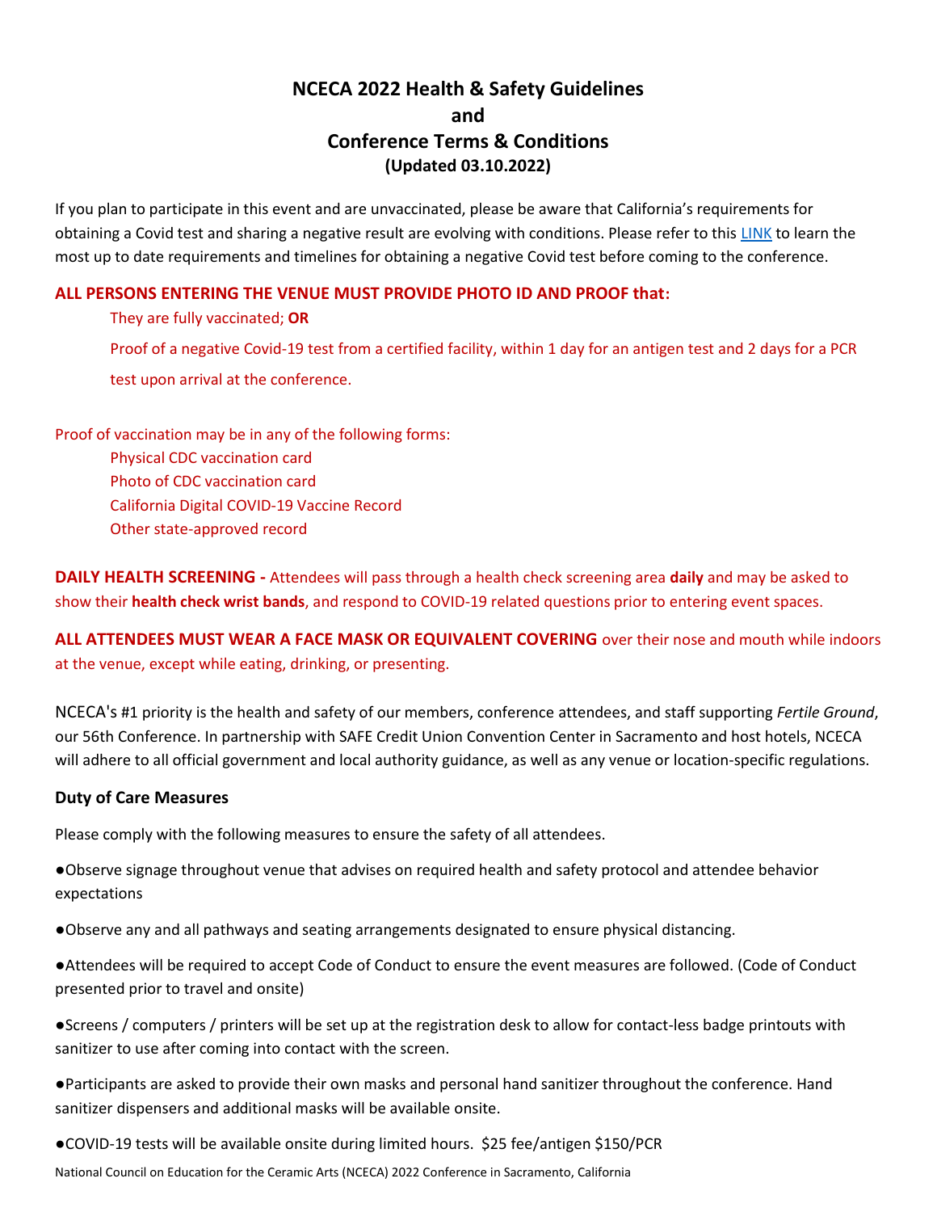# NCECA 2022 Health & Safety Guidelines and Conference Terms & Conditions

**(Updated 03.10.2022)**

If you plan to participate in this event and are unvaccinated, please be aware that California's requirements for obtaining a Covid test and sharing a negative result are evolving with conditions. Please refer to this LINK to learn the most up to date requirements and timelines for obtaining a negative Covid test before coming to the conference.

**ALL PERSONS ENTERING THE VENUE MUST PROVIDE PHOTO ID AND PROOF that:**

They are fully vaccinated; **OR**

Proof of a negative Covid-19 test from a certified facility, within 1 day for an antigen test and 2 days for a PCR test upon arrival at the conference.

Proof of vaccination may be in any of the following forms:

- Physical CDC vaccination card
- Photo of CDC vaccination card
- California Digital COVID-19 Vaccine Record
- Other state-approved record

**DAILY HEALTH SCREENING -** Attendees will pass through a health check screening area **daily** and may be asked to show their **health check wrist bands**, and respond to COVID-19 related questions prior to entering event spaces.

**ALL ATTENDEES MUST WEAR A FACE MASK OR EQUIVALENT COVERING** over their nose and mouth while indoors at the venue, except while eating, drinking, or presenting.

NCECA's #1 priority is the health and safety of our members, conference attendees, and staff supporting *Fertile Ground*, our 56th Conference. In partnership with SAFE Credit Union Convention Center in Sacramento and host hotels, NCECA will adhere to all official government and local authority guidance, as well as any venue or location-specific regulations.

### Duty of Care Measures

Please comply with the following measures to ensure the safety of all attendees.

- Observe signage throughout venue that advises on required health and safety protocol and attendee behavior expectations
- Observe any and all pathways and seating arrangements designated to ensure physical distancing.
- Attendees will be required to accept Code of Conduct to ensure the event measures are followed. (Code of Conduct presented prior to travel and onsite)
- Screens / computers / printers will be set up at the registration desk to allow for contact-less badge printouts with sanitizer to use after coming into contact with the screen.
- Participants are asked to provide their own masks and personal hand sanitizer throughout the conference. Hand sanitizer dispensers and additional masks will be available onsite.
- COVID-19 tests will be available onsite during limited hours. $25 fee/antigen $150/PCR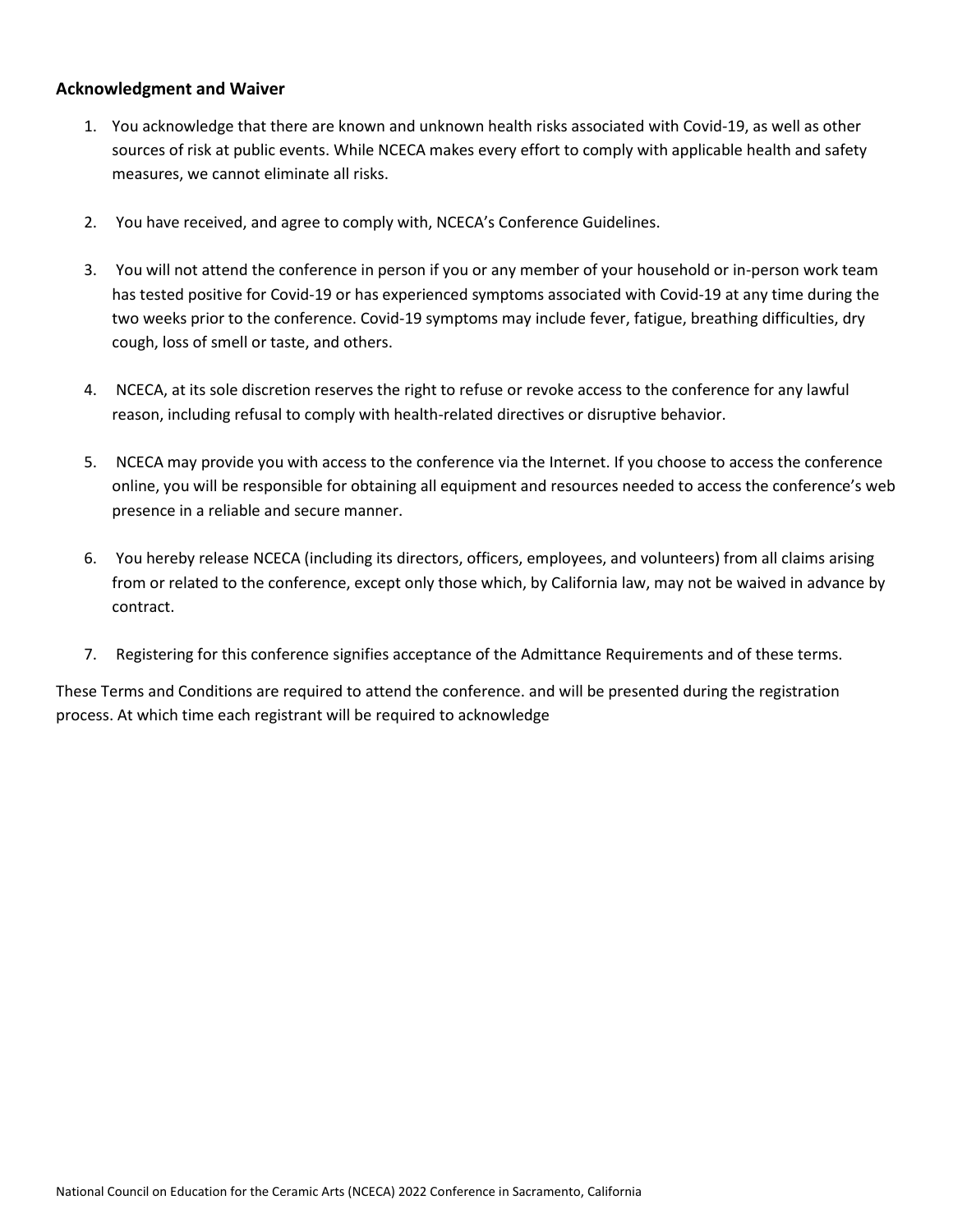### Acknowledgment and Waiver

1. You acknowledge that there are known and unknown health risks associated with Covid-19, as well as other sources of risk at public events. While NCECA makes every effort to comply with applicable health and safety measures, we cannot eliminate all risks.

2. You have received, and agree to comply with, NCECA's Conference Guidelines.

3. You will not attend the conference in person if you or any member of your household or in-person work team has tested positive for Covid-19 or has experienced symptoms associated with Covid-19 at any time during the two weeks prior to the conference. Covid-19 symptoms may include fever, fatigue, breathing difficulties, dry cough, loss of smell or taste, and others.

4. NCECA, at its sole discretion reserves the right to refuse or revoke access to the conference for any lawful reason, including refusal to comply with health-related directives or disruptive behavior.

5. NCECA may provide you with access to the conference via the Internet. If you choose to access the conference online, you will be responsible for obtaining all equipment and resources needed to access the conference's web presence in a reliable and secure manner.

6. You hereby release NCECA (including its directors, officers, employees, and volunteers) from all claims arising from or related to the conference, except only those which, by California law, may not be waived in advance by contract.

7. Registering for this conference signifies acceptance of the Admittance Requirements and of these terms.

These Terms and Conditions are required to attend the conference. and will be presented during the registration process. At which time each registrant will be required to acknowledge